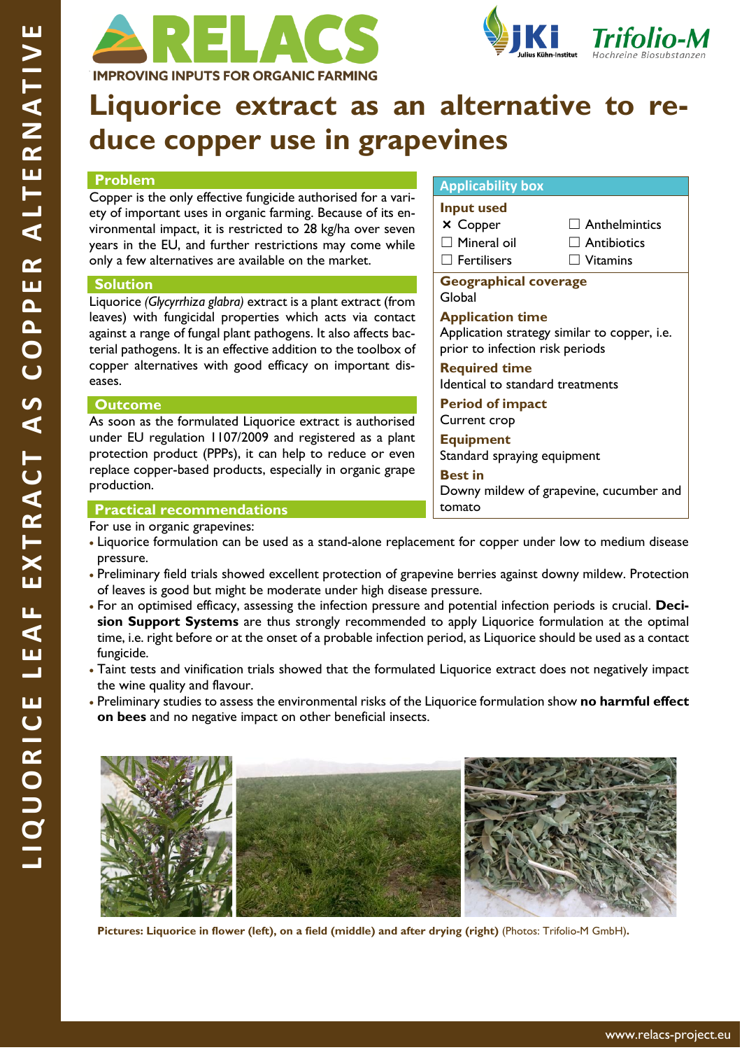# Liquorice extract as an alternative to reduce copper use in grapevines

## Problem

Copper is the only effective fungicide authorised for a variety of important uses in organic farming. Because of its environmental impact, it is restricted to 28 kg/ha over seven years in the EU, and further restrictions may come while only a few alternatives are available on the market.

## Solution

Liquorice *(Glycyrrhiza glabra)* extract is a plant extract (from leaves) with fungicidal properties which acts via contact against a range of fungal plant pathogens. It also affects bacterial pathogens. It is an effective addition to the toolbox of copper alternatives with good efficacy on important diseases.

## Outcome

As soon as the formulated Liquorice extract is authorised under EU regulation 1107/2009 and registered as a plant protection product (PPPs), it can help to reduce or even replace copper-based products, especially in organic grape production.

## Applicability box

**Input used**

- ☒ Copper
- ☐ Mineral oil
- ☐ Fertilisers
- ☐ Anthelmintics
- ☐ Antibiotics
- ☐ Vitamins

**Geographical coverage**
Global

**Application time**
Application strategy similar to copper, i.e. prior to infection risk periods

**Required time**
Identical to standard treatments

**Period of impact**
Current crop

**Equipment**
Standard spraying equipment

**Best in**
Downy mildew of grapevine, cucumber and tomato

## Practical recommendations

For use in organic grapevines:

- Liquorice formulation can be used as a stand-alone replacement for copper under low to medium disease pressure.
- Preliminary field trials showed excellent protection of grapevine berries against downy mildew. Protection of leaves is good but might be moderate under high disease pressure.
- For an optimised efficacy, assessing the infection pressure and potential infection periods is crucial. **Decision Support Systems** are thus strongly recommended to apply Liquorice formulation at the optimal time, i.e. right before or at the onset of a probable infection period, as Liquorice should be used as a contact fungicide.
- Taint tests and vinification trials showed that the formulated Liquorice extract does not negatively impact the wine quality and flavour.
- Preliminary studies to assess the environmental risks of the Liquorice formulation show **no harmful effect on bees** and no negative impact on other beneficial insects.

**Pictures: Liquorice in flower (left), on a field (middle) and after drying (right)** (Photos: Trifolio-M GmbH).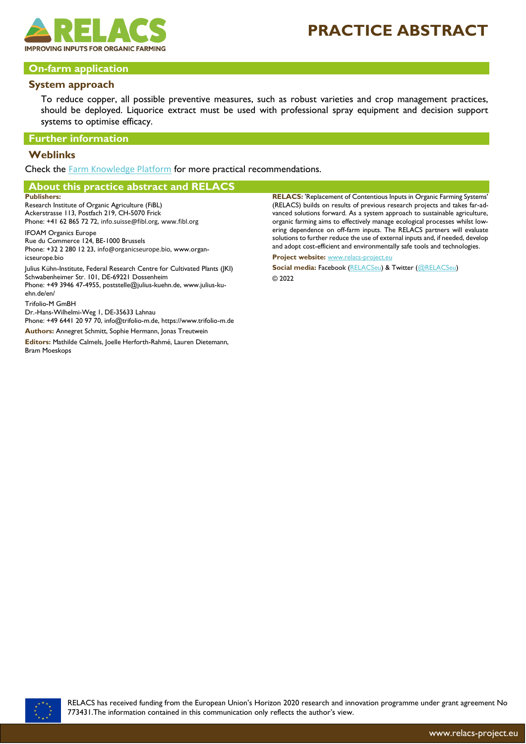# PRACTICE ABSTRACT

## On-farm application

### System approach

To reduce copper, all possible preventive measures, such as robust varieties and crop management practices, should be deployed. Liquorice extract must be used with professional spray equipment and decision support systems to optimise efficacy.

## Further information

### Weblinks

Check the Farm Knowledge Platform for more practical recommendations.

## About this practice abstract and RELACS

**Publishers:**

Research Institute of Organic Agriculture (FiBL)
Ackerstrasse 113, Postfach 219, CH-5070 Frick
Phone: +41 62 865 72 72, info.suisse@fibl.org, www.fibl.org

IFOAM Organics Europe
Rue du Commerce 124, BE-1000 Brussels
Phone: +32 2 280 12 23, info@organicseurope.bio, www.organicseurope.bio

Julius Kühn-Institute, Federal Research Centre for Cultivated Plants (JKI)
Schwabenheimer Str. 101, DE-69221 Dossenheim
Phone: +49 3946 47-4955, poststelle@julius-kuehn.de, www.julius-kuehn.de/en/

Trifolio-M GmbH
Dr.-Hans-Wilhelmi-Weg 1, DE-35633 Lahnau
Phone: +49 6441 20 97 70, info@trifolio-m.de, https://www.trifolio-m.de

**Authors:** Annegret Schmitt, Sophie Hermann, Jonas Treutwein

**Editors:** Mathilde Calmels, Joelle Herforth-Rahmé, Lauren Dietemann, Bram Moeskops

**RELACS:** 'Replacement of Contentious Inputs in Organic Farming Systems' (RELACS) builds on results of previous research projects and takes far-advanced solutions forward. As a system approach to sustainable agriculture, organic farming aims to effectively manage ecological processes whilst lowering dependence on off-farm inputs. The RELACS partners will evaluate solutions to further reduce the use of external inputs and, if needed, develop and adopt cost-efficient and environmentally safe tools and technologies.

**Project website:** www.relacs-project.eu

**Social media:** Facebook (RELACSeu) & Twitter (@RELACSeu)

© 2022

RELACS has received funding from the European Union's Horizon 2020 research and innovation programme under grant agreement No 773431.The information contained in this communication only reflects the author's view.